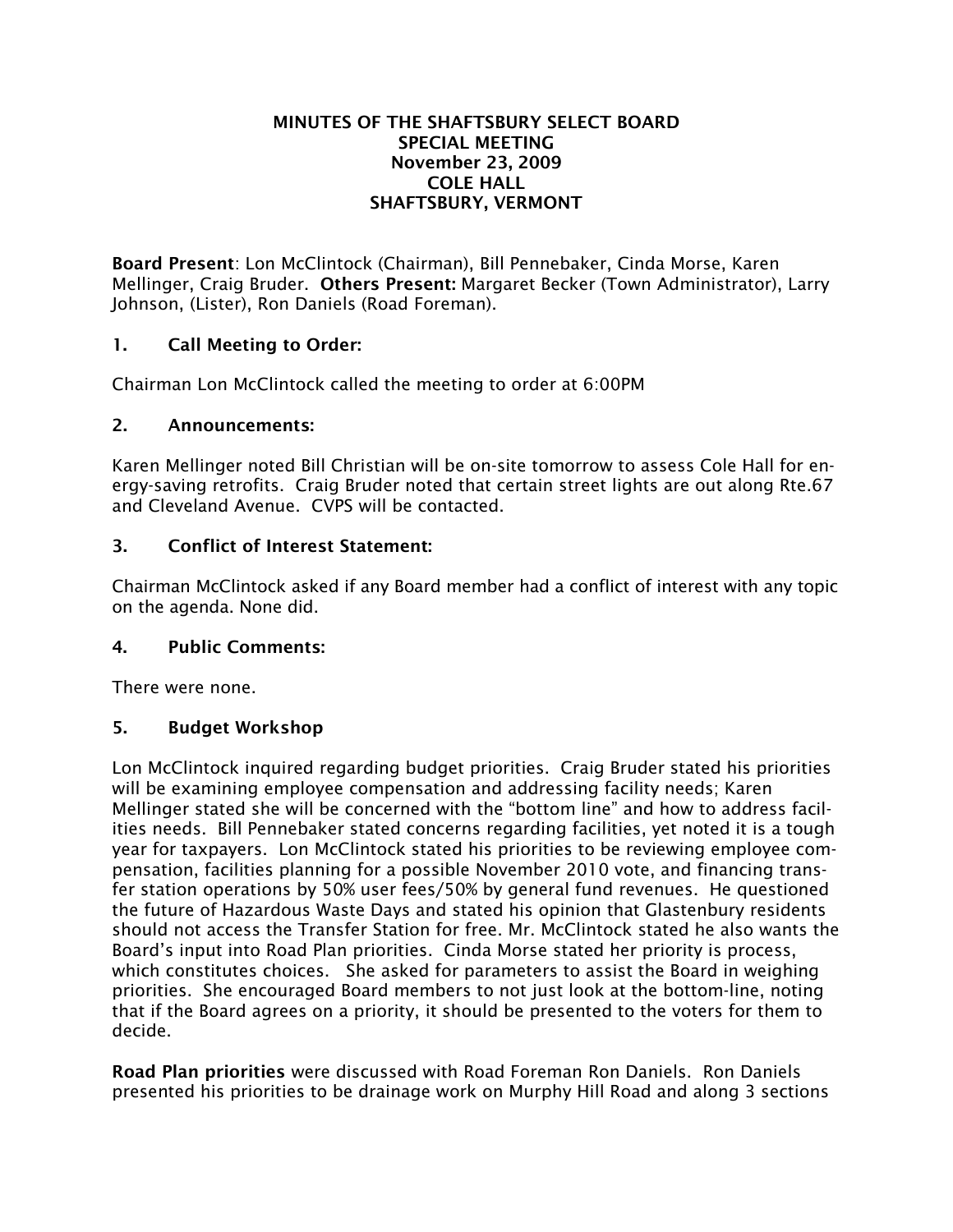# MINUTES OF THE SHAFTSBURY SELECT BOARD
## SPECIAL MEETING
## November 23, 2009
## COLE HALL
## SHAFTSBURY, VERMONT

**Board Present**: Lon McClintock (Chairman), Bill Pennebaker, Cinda Morse, Karen Mellinger, Craig Bruder. **Others Present:** Margaret Becker (Town Administrator), Larry Johnson, (Lister), Ron Daniels (Road Foreman).

### 1. Call Meeting to Order:

Chairman Lon McClintock called the meeting to order at 6:00PM

### 2. Announcements:

Karen Mellinger noted Bill Christian will be on-site tomorrow to assess Cole Hall for energy-saving retrofits. Craig Bruder noted that certain street lights are out along Rte.67 and Cleveland Avenue. CVPS will be contacted.

### 3. Conflict of Interest Statement:

Chairman McClintock asked if any Board member had a conflict of interest with any topic on the agenda. None did.

### 4. Public Comments:

There were none.

### 5. Budget Workshop

Lon McClintock inquired regarding budget priorities. Craig Bruder stated his priorities will be examining employee compensation and addressing facility needs; Karen Mellinger stated she will be concerned with the "bottom line" and how to address facilities needs. Bill Pennebaker stated concerns regarding facilities, yet noted it is a tough year for taxpayers. Lon McClintock stated his priorities to be reviewing employee compensation, facilities planning for a possible November 2010 vote, and financing transfer station operations by 50% user fees/50% by general fund revenues. He questioned the future of Hazardous Waste Days and stated his opinion that Glastenbury residents should not access the Transfer Station for free. Mr. McClintock stated he also wants the Board's input into Road Plan priorities. Cinda Morse stated her priority is process, which constitutes choices. She asked for parameters to assist the Board in weighing priorities. She encouraged Board members to not just look at the bottom-line, noting that if the Board agrees on a priority, it should be presented to the voters for them to decide.

**Road Plan priorities** were discussed with Road Foreman Ron Daniels. Ron Daniels presented his priorities to be drainage work on Murphy Hill Road and along 3 sections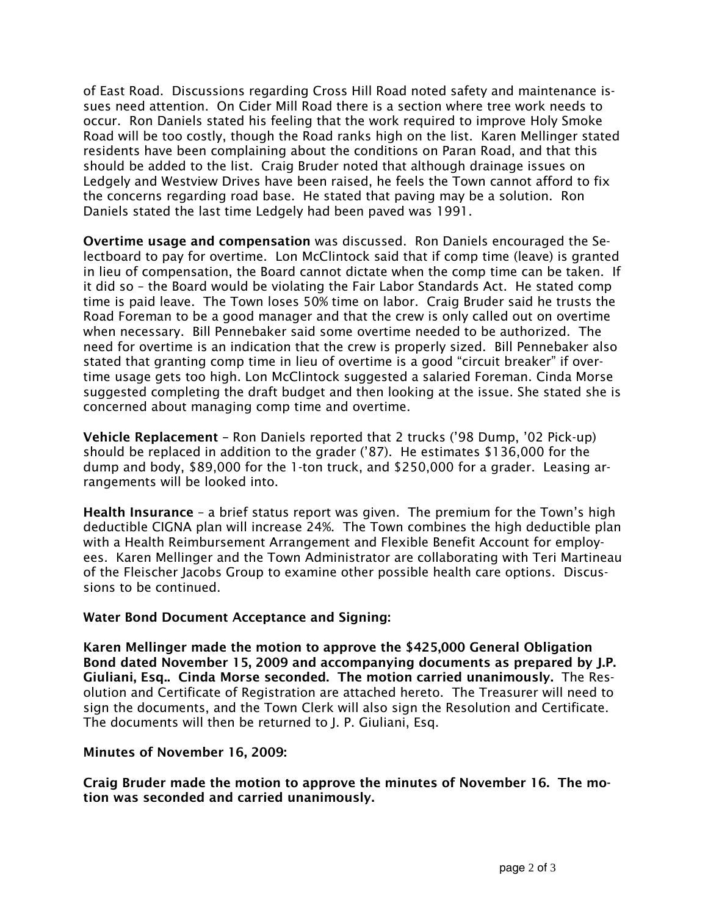of East Road. Discussions regarding Cross Hill Road noted safety and maintenance issues need attention. On Cider Mill Road there is a section where tree work needs to occur. Ron Daniels stated his feeling that the work required to improve Holy Smoke Road will be too costly, though the Road ranks high on the list. Karen Mellinger stated residents have been complaining about the conditions on Paran Road, and that this should be added to the list. Craig Bruder noted that although drainage issues on Ledgely and Westview Drives have been raised, he feels the Town cannot afford to fix the concerns regarding road base. He stated that paving may be a solution. Ron Daniels stated the last time Ledgely had been paved was 1991.

**Overtime usage and compensation** was discussed. Ron Daniels encouraged the Selectboard to pay for overtime. Lon McClintock said that if comp time (leave) is granted in lieu of compensation, the Board cannot dictate when the comp time can be taken. If it did so – the Board would be violating the Fair Labor Standards Act. He stated comp time is paid leave. The Town loses 50% time on labor. Craig Bruder said he trusts the Road Foreman to be a good manager and that the crew is only called out on overtime when necessary. Bill Pennebaker said some overtime needed to be authorized. The need for overtime is an indication that the crew is properly sized. Bill Pennebaker also stated that granting comp time in lieu of overtime is a good "circuit breaker" if overtime usage gets too high. Lon McClintock suggested a salaried Foreman. Cinda Morse suggested completing the draft budget and then looking at the issue. She stated she is concerned about managing comp time and overtime.

**Vehicle Replacement** – Ron Daniels reported that 2 trucks ('98 Dump, '02 Pick-up) should be replaced in addition to the grader ('87). He estimates $136,000 for the dump and body, $89,000 for the 1-ton truck, and $250,000 for a grader. Leasing arrangements will be looked into.

**Health Insurance** – a brief status report was given. The premium for the Town's high deductible CIGNA plan will increase 24%. The Town combines the high deductible plan with a Health Reimbursement Arrangement and Flexible Benefit Account for employees. Karen Mellinger and the Town Administrator are collaborating with Teri Martineau of the Fleischer Jacobs Group to examine other possible health care options. Discussions to be continued.

**Water Bond Document Acceptance and Signing:**

**Karen Mellinger made the motion to approve the $425,000 General Obligation Bond dated November 15, 2009 and accompanying documents as prepared by J.P. Giuliani, Esq.. Cinda Morse seconded. The motion carried unanimously.** The Resolution and Certificate of Registration are attached hereto. The Treasurer will need to sign the documents, and the Town Clerk will also sign the Resolution and Certificate. The documents will then be returned to J. P. Giuliani, Esq.

**Minutes of November 16, 2009:**

**Craig Bruder made the motion to approve the minutes of November 16. The motion was seconded and carried unanimously.**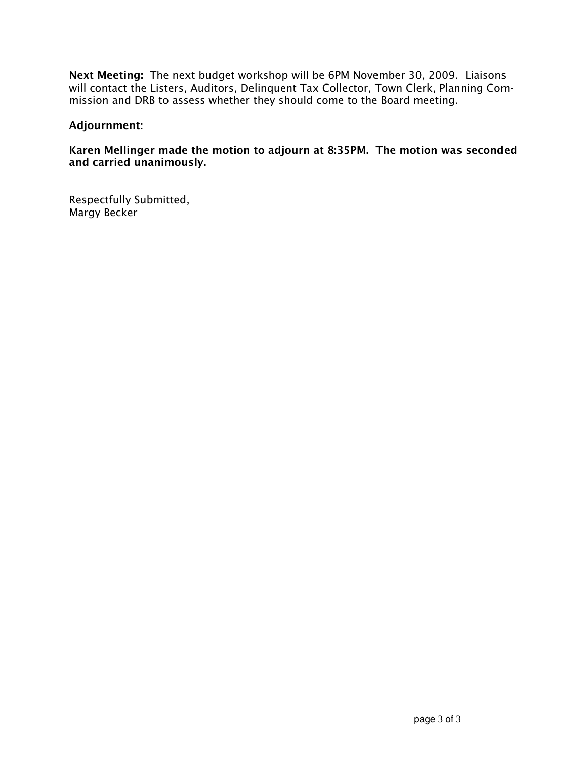**Next Meeting:** The next budget workshop will be 6PM November 30, 2009. Liaisons will contact the Listers, Auditors, Delinquent Tax Collector, Town Clerk, Planning Commission and DRB to assess whether they should come to the Board meeting.

**Adjournment:**

**Karen Mellinger made the motion to adjourn at 8:35PM. The motion was seconded and carried unanimously.**

Respectfully Submitted,
Margy Becker